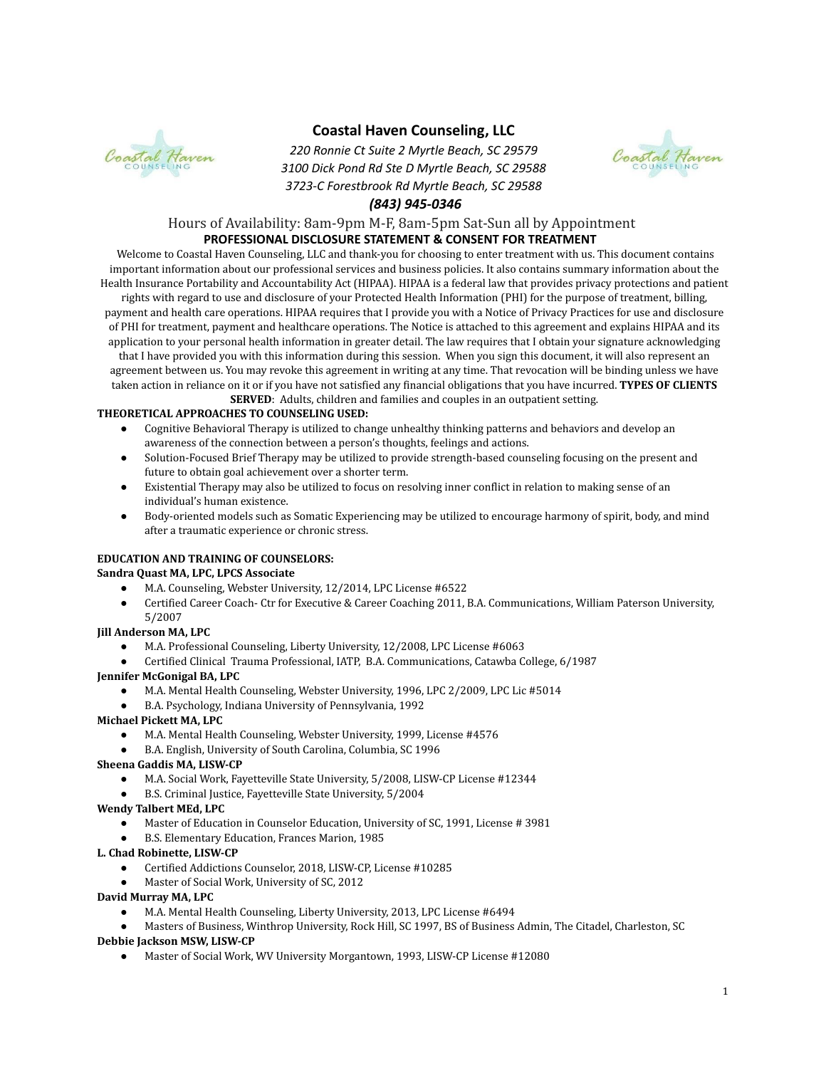# Coastal Haven Counseling, LLC

*220 Ronnie Ct Suite 2 Myrtle Beach, SC 29579*
*3100 Dick Pond Rd Ste D Myrtle Beach, SC 29588*
*3723-C Forestbrook Rd Myrtle Beach, SC 29588*
***(843) 945-0346***

Hours of Availability: 8am-9pm M-F, 8am-5pm Sat-Sun all by Appointment

## PROFESSIONAL DISCLOSURE STATEMENT & CONSENT FOR TREATMENT

Welcome to Coastal Haven Counseling, LLC and thank-you for choosing to enter treatment with us. This document contains important information about our professional services and business policies. It also contains summary information about the Health Insurance Portability and Accountability Act (HIPAA). HIPAA is a federal law that provides privacy protections and patient rights with regard to use and disclosure of your Protected Health Information (PHI) for the purpose of treatment, billing, payment and health care operations. HIPAA requires that I provide you with a Notice of Privacy Practices for use and disclosure of PHI for treatment, payment and healthcare operations. The Notice is attached to this agreement and explains HIPAA and its application to your personal health information in greater detail. The law requires that I obtain your signature acknowledging that I have provided you with this information during this session. When you sign this document, it will also represent an agreement between us. You may revoke this agreement in writing at any time. That revocation will be binding unless we have taken action in reliance on it or if you have not satisfied any financial obligations that you have incurred. **TYPES OF CLIENTS SERVED**: Adults, children and families and couples in an outpatient setting.

**THEORETICAL APPROACHES TO COUNSELING USED:**

- Cognitive Behavioral Therapy is utilized to change unhealthy thinking patterns and behaviors and develop an awareness of the connection between a person's thoughts, feelings and actions.
- Solution-Focused Brief Therapy may be utilized to provide strength-based counseling focusing on the present and future to obtain goal achievement over a shorter term.
- Existential Therapy may also be utilized to focus on resolving inner conflict in relation to making sense of an individual's human existence.
- Body-oriented models such as Somatic Experiencing may be utilized to encourage harmony of spirit, body, and mind after a traumatic experience or chronic stress.

**EDUCATION AND TRAINING OF COUNSELORS:**

**Sandra Quast MA, LPC, LPCS Associate**

- M.A. Counseling, Webster University, 12/2014, LPC License #6522
- Certified Career Coach- Ctr for Executive & Career Coaching 2011, B.A. Communications, William Paterson University, 5/2007

**Jill Anderson MA, LPC**

- M.A. Professional Counseling, Liberty University, 12/2008, LPC License #6063
- Certified Clinical Trauma Professional, IATP, B.A. Communications, Catawba College, 6/1987

**Jennifer McGonigal BA, LPC**

- M.A. Mental Health Counseling, Webster University, 1996, LPC 2/2009, LPC Lic #5014
- B.A. Psychology, Indiana University of Pennsylvania, 1992

**Michael Pickett MA, LPC**

- M.A. Mental Health Counseling, Webster University, 1999, License #4576
- B.A. English, University of South Carolina, Columbia, SC 1996

**Sheena Gaddis MA, LISW-CP**

- M.A. Social Work, Fayetteville State University, 5/2008, LISW-CP License #12344
- B.S. Criminal Justice, Fayetteville State University, 5/2004

**Wendy Talbert MEd, LPC**

- Master of Education in Counselor Education, University of SC, 1991, License # 3981
- B.S. Elementary Education, Frances Marion, 1985

**L. Chad Robinette, LISW-CP**

- Certified Addictions Counselor, 2018, LISW-CP, License #10285
- Master of Social Work, University of SC, 2012

**David Murray MA, LPC**

- M.A. Mental Health Counseling, Liberty University, 2013, LPC License #6494
- Masters of Business, Winthrop University, Rock Hill, SC 1997, BS of Business Admin, The Citadel, Charleston, SC

**Debbie Jackson MSW, LISW-CP**

- Master of Social Work, WV University Morgantown, 1993, LISW-CP License #12080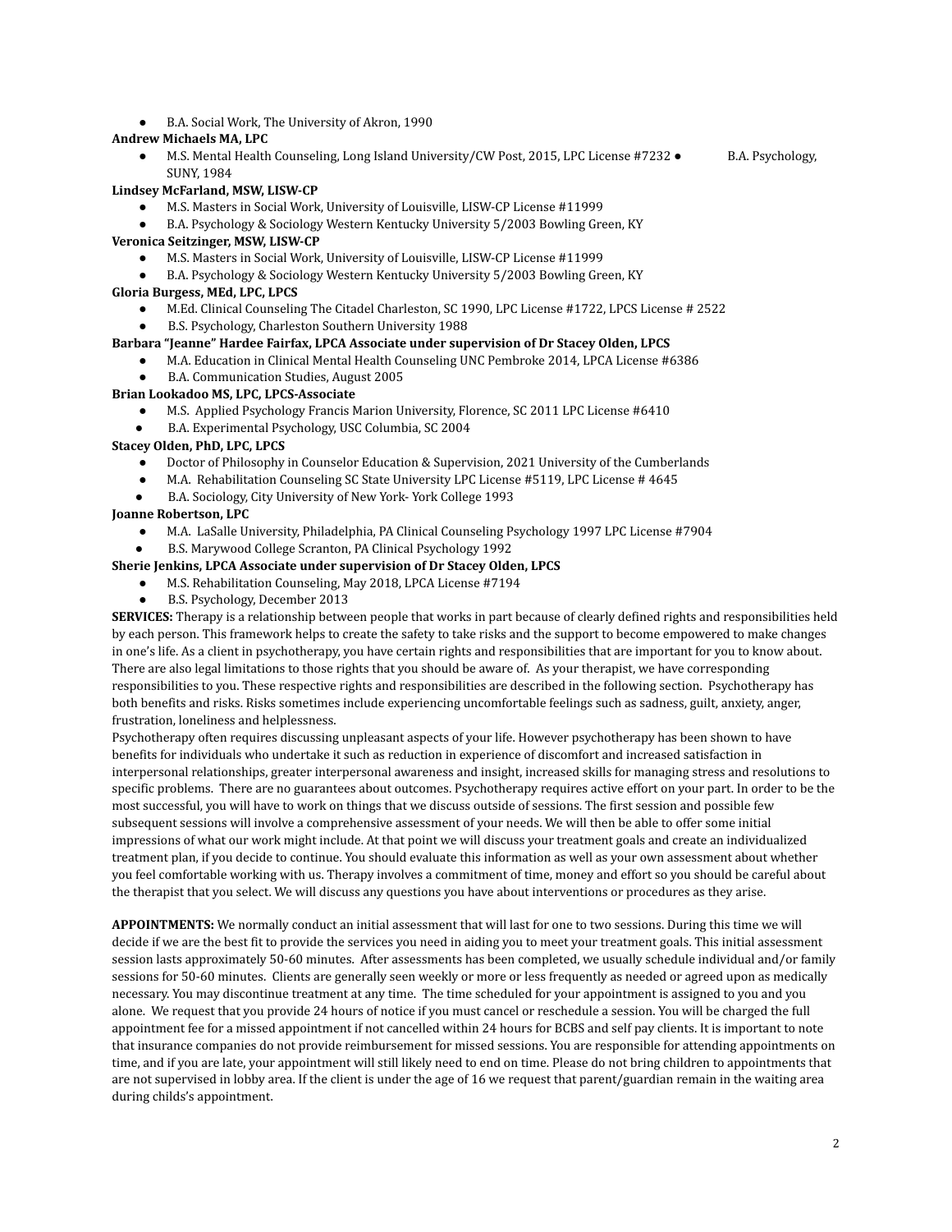- B.A. Social Work, The University of Akron, 1990

**Andrew Michaels MA, LPC**

- M.S. Mental Health Counseling, Long Island University/CW Post, 2015, LPC License #7232 ● B.A. Psychology, SUNY, 1984

**Lindsey McFarland, MSW, LISW-CP**

- M.S. Masters in Social Work, University of Louisville, LISW-CP License #11999
- B.A. Psychology & Sociology Western Kentucky University 5/2003 Bowling Green, KY

**Veronica Seitzinger, MSW, LISW-CP**

- M.S. Masters in Social Work, University of Louisville, LISW-CP License #11999
- B.A. Psychology & Sociology Western Kentucky University 5/2003 Bowling Green, KY

**Gloria Burgess, MEd, LPC, LPCS**

- M.Ed. Clinical Counseling The Citadel Charleston, SC 1990, LPC License #1722, LPCS License # 2522
- B.S. Psychology, Charleston Southern University 1988

**Barbara "Jeanne" Hardee Fairfax, LPCA Associate under supervision of Dr Stacey Olden, LPCS**

- M.A. Education in Clinical Mental Health Counseling UNC Pembroke 2014, LPCA License #6386
- B.A. Communication Studies, August 2005

**Brian Lookadoo MS, LPC, LPCS-Associate**

- M.S. Applied Psychology Francis Marion University, Florence, SC 2011 LPC License #6410
- B.A. Experimental Psychology, USC Columbia, SC 2004

**Stacey Olden, PhD, LPC, LPCS**

- Doctor of Philosophy in Counselor Education & Supervision, 2021 University of the Cumberlands
- M.A. Rehabilitation Counseling SC State University LPC License #5119, LPC License # 4645
- B.A. Sociology, City University of New York- York College 1993

**Joanne Robertson, LPC**

- M.A. LaSalle University, Philadelphia, PA Clinical Counseling Psychology 1997 LPC License #7904
- B.S. Marywood College Scranton, PA Clinical Psychology 1992

**Sherie Jenkins, LPCA Associate under supervision of Dr Stacey Olden, LPCS**

- M.S. Rehabilitation Counseling, May 2018, LPCA License #7194
- B.S. Psychology, December 2013

**SERVICES:** Therapy is a relationship between people that works in part because of clearly defined rights and responsibilities held by each person. This framework helps to create the safety to take risks and the support to become empowered to make changes in one's life. As a client in psychotherapy, you have certain rights and responsibilities that are important for you to know about. There are also legal limitations to those rights that you should be aware of. As your therapist, we have corresponding responsibilities to you. These respective rights and responsibilities are described in the following section. Psychotherapy has both benefits and risks. Risks sometimes include experiencing uncomfortable feelings such as sadness, guilt, anxiety, anger, frustration, loneliness and helplessness.

Psychotherapy often requires discussing unpleasant aspects of your life. However psychotherapy has been shown to have benefits for individuals who undertake it such as reduction in experience of discomfort and increased satisfaction in interpersonal relationships, greater interpersonal awareness and insight, increased skills for managing stress and resolutions to specific problems. There are no guarantees about outcomes. Psychotherapy requires active effort on your part. In order to be the most successful, you will have to work on things that we discuss outside of sessions. The first session and possible few subsequent sessions will involve a comprehensive assessment of your needs. We will then be able to offer some initial impressions of what our work might include. At that point we will discuss your treatment goals and create an individualized treatment plan, if you decide to continue. You should evaluate this information as well as your own assessment about whether you feel comfortable working with us. Therapy involves a commitment of time, money and effort so you should be careful about the therapist that you select. We will discuss any questions you have about interventions or procedures as they arise.

**APPOINTMENTS:** We normally conduct an initial assessment that will last for one to two sessions. During this time we will decide if we are the best fit to provide the services you need in aiding you to meet your treatment goals. This initial assessment session lasts approximately 50-60 minutes. After assessments has been completed, we usually schedule individual and/or family sessions for 50-60 minutes. Clients are generally seen weekly or more or less frequently as needed or agreed upon as medically necessary. You may discontinue treatment at any time. The time scheduled for your appointment is assigned to you and you alone. We request that you provide 24 hours of notice if you must cancel or reschedule a session. You will be charged the full appointment fee for a missed appointment if not cancelled within 24 hours for BCBS and self pay clients. It is important to note that insurance companies do not provide reimbursement for missed sessions. You are responsible for attending appointments on time, and if you are late, your appointment will still likely need to end on time. Please do not bring children to appointments that are not supervised in lobby area. If the client is under the age of 16 we request that parent/guardian remain in the waiting area during childs's appointment.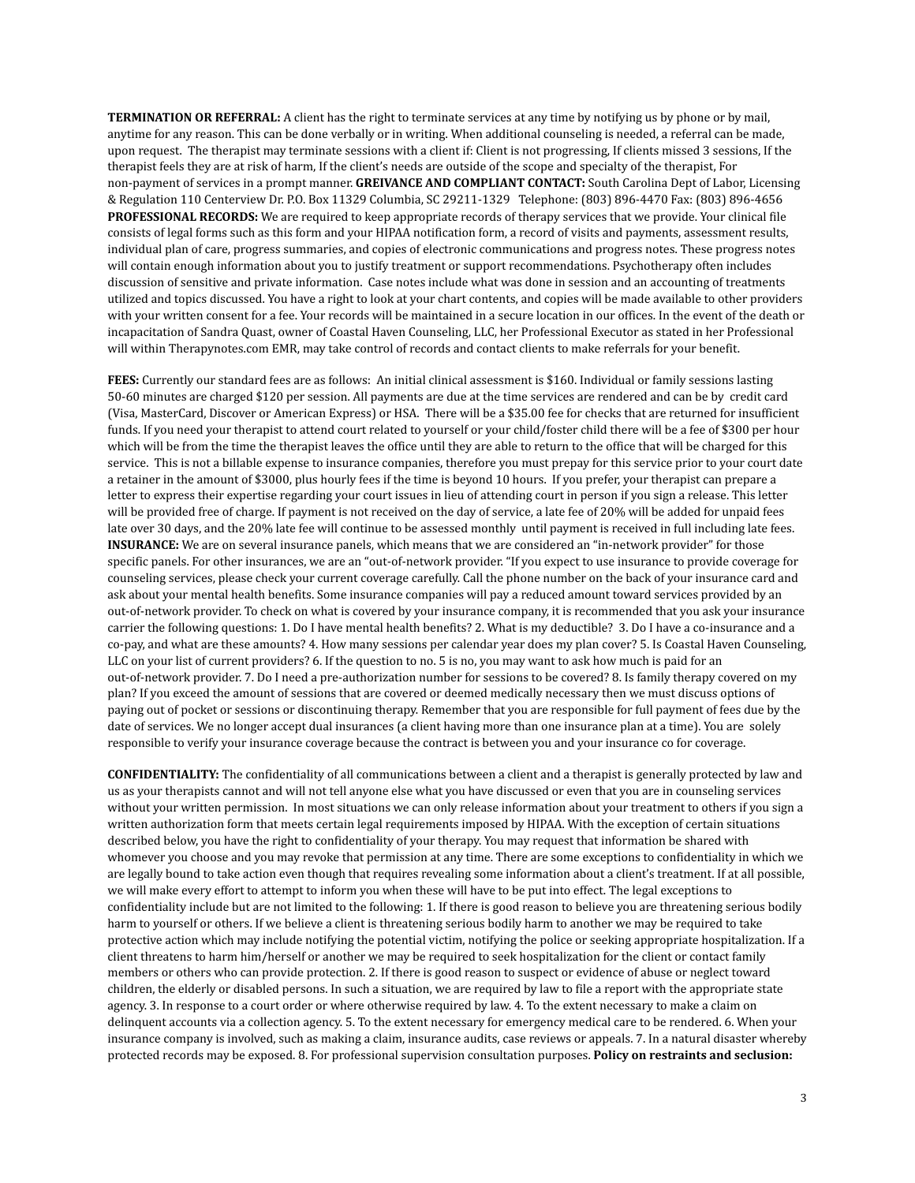**TERMINATION OR REFERRAL:** A client has the right to terminate services at any time by notifying us by phone or by mail, anytime for any reason. This can be done verbally or in writing. When additional counseling is needed, a referral can be made, upon request. The therapist may terminate sessions with a client if: Client is not progressing, If clients missed 3 sessions, If the therapist feels they are at risk of harm, If the client's needs are outside of the scope and specialty of the therapist, For non-payment of services in a prompt manner. **GREIVANCE AND COMPLIANT CONTACT:** South Carolina Dept of Labor, Licensing & Regulation 110 Centerview Dr. P.O. Box 11329 Columbia, SC 29211-1329 Telephone: (803) 896-4470 Fax: (803) 896-4656 **PROFESSIONAL RECORDS:** We are required to keep appropriate records of therapy services that we provide. Your clinical file consists of legal forms such as this form and your HIPAA notification form, a record of visits and payments, assessment results, individual plan of care, progress summaries, and copies of electronic communications and progress notes. These progress notes will contain enough information about you to justify treatment or support recommendations. Psychotherapy often includes discussion of sensitive and private information. Case notes include what was done in session and an accounting of treatments utilized and topics discussed. You have a right to look at your chart contents, and copies will be made available to other providers with your written consent for a fee. Your records will be maintained in a secure location in our offices. In the event of the death or incapacitation of Sandra Quast, owner of Coastal Haven Counseling, LLC, her Professional Executor as stated in her Professional will within Therapynotes.com EMR, may take control of records and contact clients to make referrals for your benefit.

**FEES:** Currently our standard fees are as follows: An initial clinical assessment is $160. Individual or family sessions lasting 50-60 minutes are charged $120 per session. All payments are due at the time services are rendered and can be by credit card (Visa, MasterCard, Discover or American Express) or HSA. There will be a $35.00 fee for checks that are returned for insufficient funds. If you need your therapist to attend court related to yourself or your child/foster child there will be a fee of $300 per hour which will be from the time the therapist leaves the office until they are able to return to the office that will be charged for this service. This is not a billable expense to insurance companies, therefore you must prepay for this service prior to your court date a retainer in the amount of $3000, plus hourly fees if the time is beyond 10 hours. If you prefer, your therapist can prepare a letter to express their expertise regarding your court issues in lieu of attending court in person if you sign a release. This letter will be provided free of charge. If payment is not received on the day of service, a late fee of 20% will be added for unpaid fees late over 30 days, and the 20% late fee will continue to be assessed monthly until payment is received in full including late fees. **INSURANCE:** We are on several insurance panels, which means that we are considered an "in-network provider" for those specific panels. For other insurances, we are an "out-of-network provider. "If you expect to use insurance to provide coverage for counseling services, please check your current coverage carefully. Call the phone number on the back of your insurance card and ask about your mental health benefits. Some insurance companies will pay a reduced amount toward services provided by an out-of-network provider. To check on what is covered by your insurance company, it is recommended that you ask your insurance carrier the following questions: 1. Do I have mental health benefits? 2. What is my deductible? 3. Do I have a co-insurance and a co-pay, and what are these amounts? 4. How many sessions per calendar year does my plan cover? 5. Is Coastal Haven Counseling, LLC on your list of current providers? 6. If the question to no. 5 is no, you may want to ask how much is paid for an out-of-network provider. 7. Do I need a pre-authorization number for sessions to be covered? 8. Is family therapy covered on my plan? If you exceed the amount of sessions that are covered or deemed medically necessary then we must discuss options of paying out of pocket or sessions or discontinuing therapy. Remember that you are responsible for full payment of fees due by the date of services. We no longer accept dual insurances (a client having more than one insurance plan at a time). You are solely responsible to verify your insurance coverage because the contract is between you and your insurance co for coverage.

**CONFIDENTIALITY:** The confidentiality of all communications between a client and a therapist is generally protected by law and us as your therapists cannot and will not tell anyone else what you have discussed or even that you are in counseling services without your written permission. In most situations we can only release information about your treatment to others if you sign a written authorization form that meets certain legal requirements imposed by HIPAA. With the exception of certain situations described below, you have the right to confidentiality of your therapy. You may request that information be shared with whomever you choose and you may revoke that permission at any time. There are some exceptions to confidentiality in which we are legally bound to take action even though that requires revealing some information about a client's treatment. If at all possible, we will make every effort to attempt to inform you when these will have to be put into effect. The legal exceptions to confidentiality include but are not limited to the following: 1. If there is good reason to believe you are threatening serious bodily harm to yourself or others. If we believe a client is threatening serious bodily harm to another we may be required to take protective action which may include notifying the potential victim, notifying the police or seeking appropriate hospitalization. If a client threatens to harm him/herself or another we may be required to seek hospitalization for the client or contact family members or others who can provide protection. 2. If there is good reason to suspect or evidence of abuse or neglect toward children, the elderly or disabled persons. In such a situation, we are required by law to file a report with the appropriate state agency. 3. In response to a court order or where otherwise required by law. 4. To the extent necessary to make a claim on delinquent accounts via a collection agency. 5. To the extent necessary for emergency medical care to be rendered. 6. When your insurance company is involved, such as making a claim, insurance audits, case reviews or appeals. 7. In a natural disaster whereby protected records may be exposed. 8. For professional supervision consultation purposes. **Policy on restraints and seclusion:**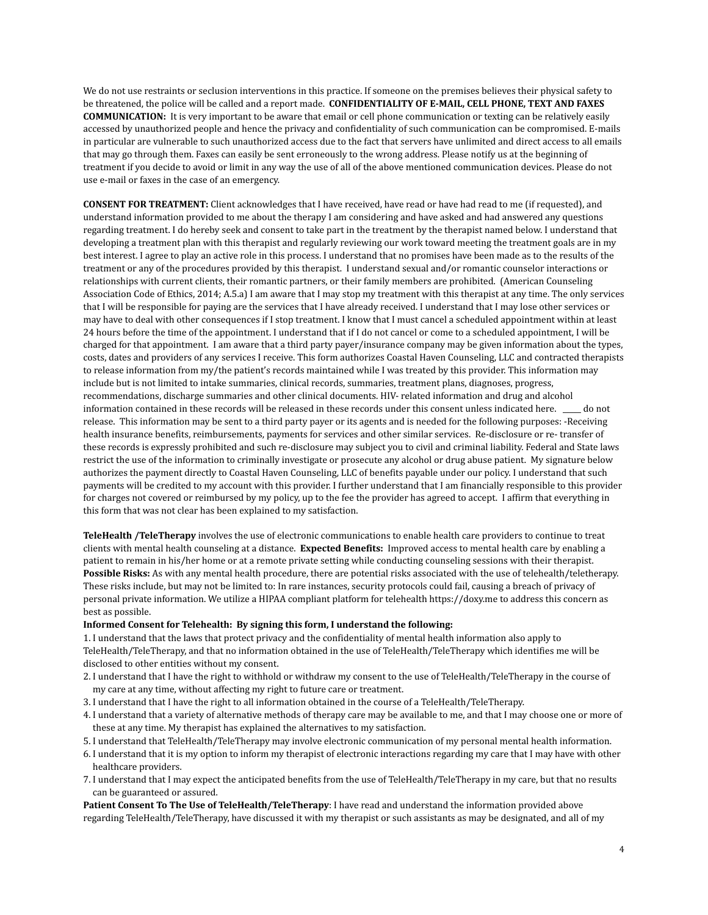We do not use restraints or seclusion interventions in this practice. If someone on the premises believes their physical safety to be threatened, the police will be called and a report made. **CONFIDENTIALITY OF E-MAIL, CELL PHONE, TEXT AND FAXES COMMUNICATION:** It is very important to be aware that email or cell phone communication or texting can be relatively easily accessed by unauthorized people and hence the privacy and confidentiality of such communication can be compromised. E-mails in particular are vulnerable to such unauthorized access due to the fact that servers have unlimited and direct access to all emails that may go through them. Faxes can easily be sent erroneously to the wrong address. Please notify us at the beginning of treatment if you decide to avoid or limit in any way the use of all of the above mentioned communication devices. Please do not use e-mail or faxes in the case of an emergency.

**CONSENT FOR TREATMENT:** Client acknowledges that I have received, have read or have had read to me (if requested), and understand information provided to me about the therapy I am considering and have asked and had answered any questions regarding treatment. I do hereby seek and consent to take part in the treatment by the therapist named below. I understand that developing a treatment plan with this therapist and regularly reviewing our work toward meeting the treatment goals are in my best interest. I agree to play an active role in this process. I understand that no promises have been made as to the results of the treatment or any of the procedures provided by this therapist. I understand sexual and/or romantic counselor interactions or relationships with current clients, their romantic partners, or their family members are prohibited. (American Counseling Association Code of Ethics, 2014; A.5.a) I am aware that I may stop my treatment with this therapist at any time. The only services that I will be responsible for paying are the services that I have already received. I understand that I may lose other services or may have to deal with other consequences if I stop treatment. I know that I must cancel a scheduled appointment within at least 24 hours before the time of the appointment. I understand that if I do not cancel or come to a scheduled appointment, I will be charged for that appointment. I am aware that a third party payer/insurance company may be given information about the types, costs, dates and providers of any services I receive. This form authorizes Coastal Haven Counseling, LLC and contracted therapists to release information from my/the patient's records maintained while I was treated by this provider. This information may include but is not limited to intake summaries, clinical records, summaries, treatment plans, diagnoses, progress, recommendations, discharge summaries and other clinical documents. HIV- related information and drug and alcohol information contained in these records will be released in these records under this consent unless indicated here. _____ do not release. This information may be sent to a third party payer or its agents and is needed for the following purposes: -Receiving health insurance benefits, reimbursements, payments for services and other similar services. Re-disclosure or re- transfer of these records is expressly prohibited and such re-disclosure may subject you to civil and criminal liability. Federal and State laws restrict the use of the information to criminally investigate or prosecute any alcohol or drug abuse patient. My signature below authorizes the payment directly to Coastal Haven Counseling, LLC of benefits payable under our policy. I understand that such payments will be credited to my account with this provider. I further understand that I am financially responsible to this provider for charges not covered or reimbursed by my policy, up to the fee the provider has agreed to accept. I affirm that everything in this form that was not clear has been explained to my satisfaction.

**TeleHealth /TeleTherapy** involves the use of electronic communications to enable health care providers to continue to treat clients with mental health counseling at a distance. **Expected Benefits:** Improved access to mental health care by enabling a patient to remain in his/her home or at a remote private setting while conducting counseling sessions with their therapist. **Possible Risks:** As with any mental health procedure, there are potential risks associated with the use of telehealth/teletherapy. These risks include, but may not be limited to: In rare instances, security protocols could fail, causing a breach of privacy of personal private information. We utilize a HIPAA compliant platform for telehealth https://doxy.me to address this concern as best as possible.

**Informed Consent for Telehealth: By signing this form, I understand the following:**

1. I understand that the laws that protect privacy and the confidentiality of mental health information also apply to TeleHealth/TeleTherapy, and that no information obtained in the use of TeleHealth/TeleTherapy which identifies me will be disclosed to other entities without my consent.
2. I understand that I have the right to withhold or withdraw my consent to the use of TeleHealth/TeleTherapy in the course of my care at any time, without affecting my right to future care or treatment.
3. I understand that I have the right to all information obtained in the course of a TeleHealth/TeleTherapy.
4. I understand that a variety of alternative methods of therapy care may be available to me, and that I may choose one or more of these at any time. My therapist has explained the alternatives to my satisfaction.
5. I understand that TeleHealth/TeleTherapy may involve electronic communication of my personal mental health information.
6. I understand that it is my option to inform my therapist of electronic interactions regarding my care that I may have with other healthcare providers.
7. I understand that I may expect the anticipated benefits from the use of TeleHealth/TeleTherapy in my care, but that no results can be guaranteed or assured.

**Patient Consent To The Use of TeleHealth/TeleTherapy**: I have read and understand the information provided above regarding TeleHealth/TeleTherapy, have discussed it with my therapist or such assistants as may be designated, and all of my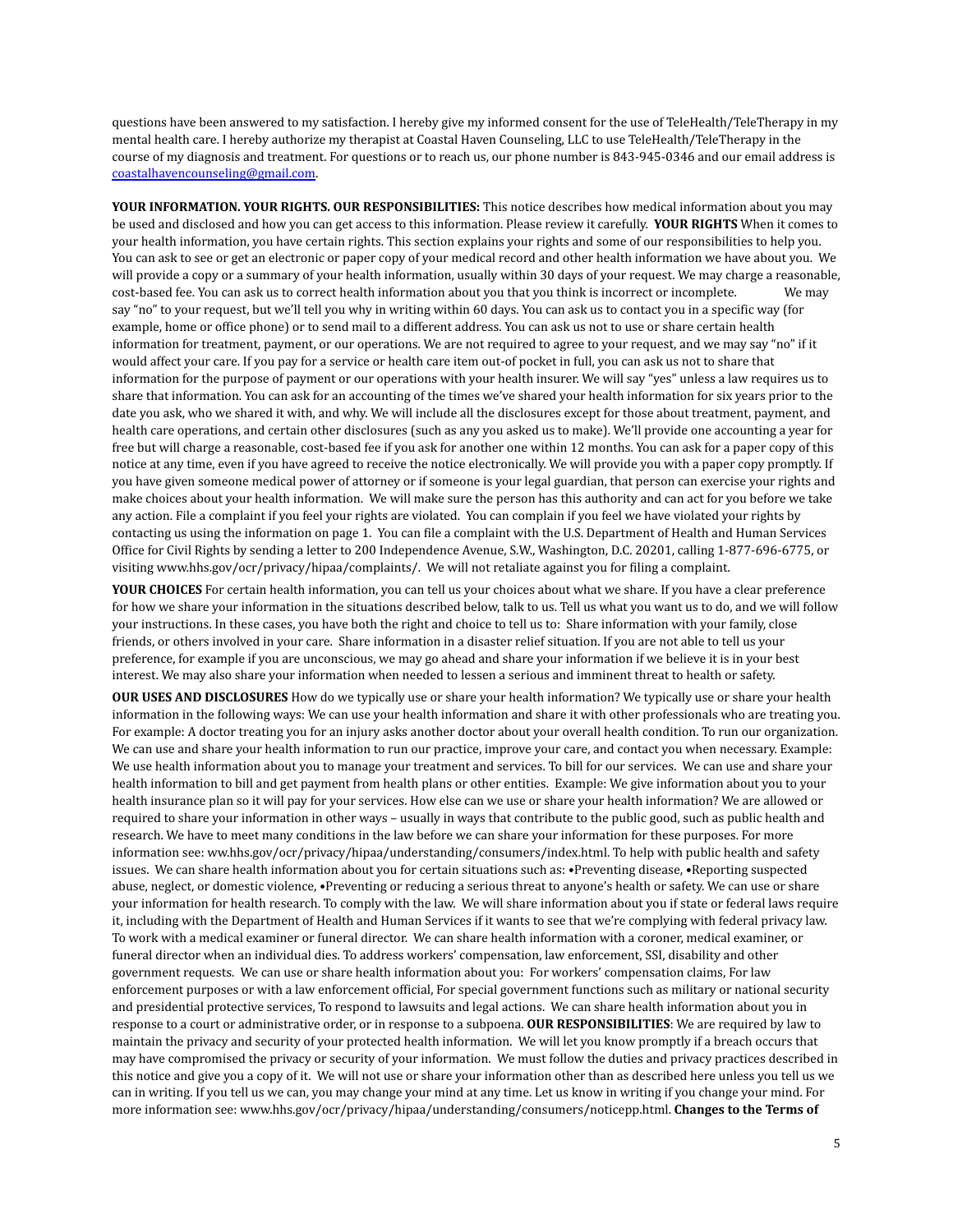questions have been answered to my satisfaction. I hereby give my informed consent for the use of TeleHealth/TeleTherapy in my mental health care. I hereby authorize my therapist at Coastal Haven Counseling, LLC to use TeleHealth/TeleTherapy in the course of my diagnosis and treatment. For questions or to reach us, our phone number is 843-945-0346 and our email address is [coastalhavencounseling@gmail.com](mailto:coastalhavencounseling@gmail.com).

**YOUR INFORMATION. YOUR RIGHTS. OUR RESPONSIBILITIES:** This notice describes how medical information about you may be used and disclosed and how you can get access to this information. Please review it carefully. **YOUR RIGHTS** When it comes to your health information, you have certain rights. This section explains your rights and some of our responsibilities to help you. You can ask to see or get an electronic or paper copy of your medical record and other health information we have about you. We will provide a copy or a summary of your health information, usually within 30 days of your request. We may charge a reasonable, cost-based fee. You can ask us to correct health information about you that you think is incorrect or incomplete. We may say "no" to your request, but we'll tell you why in writing within 60 days. You can ask us to contact you in a specific way (for example, home or office phone) or to send mail to a different address. You can ask us not to use or share certain health information for treatment, payment, or our operations. We are not required to agree to your request, and we may say "no" if it would affect your care. If you pay for a service or health care item out-of pocket in full, you can ask us not to share that information for the purpose of payment or our operations with your health insurer. We will say "yes" unless a law requires us to share that information. You can ask for an accounting of the times we've shared your health information for six years prior to the date you ask, who we shared it with, and why. We will include all the disclosures except for those about treatment, payment, and health care operations, and certain other disclosures (such as any you asked us to make). We'll provide one accounting a year for free but will charge a reasonable, cost-based fee if you ask for another one within 12 months. You can ask for a paper copy of this notice at any time, even if you have agreed to receive the notice electronically. We will provide you with a paper copy promptly. If you have given someone medical power of attorney or if someone is your legal guardian, that person can exercise your rights and make choices about your health information. We will make sure the person has this authority and can act for you before we take any action. File a complaint if you feel your rights are violated. You can complain if you feel we have violated your rights by contacting us using the information on page 1. You can file a complaint with the U.S. Department of Health and Human Services Office for Civil Rights by sending a letter to 200 Independence Avenue, S.W., Washington, D.C. 20201, calling 1-877-696-6775, or visiting www.hhs.gov/ocr/privacy/hipaa/complaints/. We will not retaliate against you for filing a complaint.

**YOUR CHOICES** For certain health information, you can tell us your choices about what we share. If you have a clear preference for how we share your information in the situations described below, talk to us. Tell us what you want us to do, and we will follow your instructions. In these cases, you have both the right and choice to tell us to: Share information with your family, close friends, or others involved in your care. Share information in a disaster relief situation. If you are not able to tell us your preference, for example if you are unconscious, we may go ahead and share your information if we believe it is in your best interest. We may also share your information when needed to lessen a serious and imminent threat to health or safety.

**OUR USES AND DISCLOSURES** How do we typically use or share your health information? We typically use or share your health information in the following ways: We can use your health information and share it with other professionals who are treating you. For example: A doctor treating you for an injury asks another doctor about your overall health condition. To run our organization. We can use and share your health information to run our practice, improve your care, and contact you when necessary. Example: We use health information about you to manage your treatment and services. To bill for our services. We can use and share your health information to bill and get payment from health plans or other entities. Example: We give information about you to your health insurance plan so it will pay for your services. How else can we use or share your health information? We are allowed or required to share your information in other ways – usually in ways that contribute to the public good, such as public health and research. We have to meet many conditions in the law before we can share your information for these purposes. For more information see: ww.hhs.gov/ocr/privacy/hipaa/understanding/consumers/index.html. To help with public health and safety issues. We can share health information about you for certain situations such as: •Preventing disease, •Reporting suspected abuse, neglect, or domestic violence, •Preventing or reducing a serious threat to anyone's health or safety. We can use or share your information for health research. To comply with the law. We will share information about you if state or federal laws require it, including with the Department of Health and Human Services if it wants to see that we're complying with federal privacy law. To work with a medical examiner or funeral director. We can share health information with a coroner, medical examiner, or funeral director when an individual dies. To address workers' compensation, law enforcement, SSI, disability and other government requests. We can use or share health information about you: For workers' compensation claims, For law enforcement purposes or with a law enforcement official, For special government functions such as military or national security and presidential protective services, To respond to lawsuits and legal actions. We can share health information about you in response to a court or administrative order, or in response to a subpoena. **OUR RESPONSIBILITIES**: We are required by law to maintain the privacy and security of your protected health information. We will let you know promptly if a breach occurs that may have compromised the privacy or security of your information. We must follow the duties and privacy practices described in this notice and give you a copy of it. We will not use or share your information other than as described here unless you tell us we can in writing. If you tell us we can, you may change your mind at any time. Let us know in writing if you change your mind. For more information see: www.hhs.gov/ocr/privacy/hipaa/understanding/consumers/noticepp.html. **Changes to the Terms of**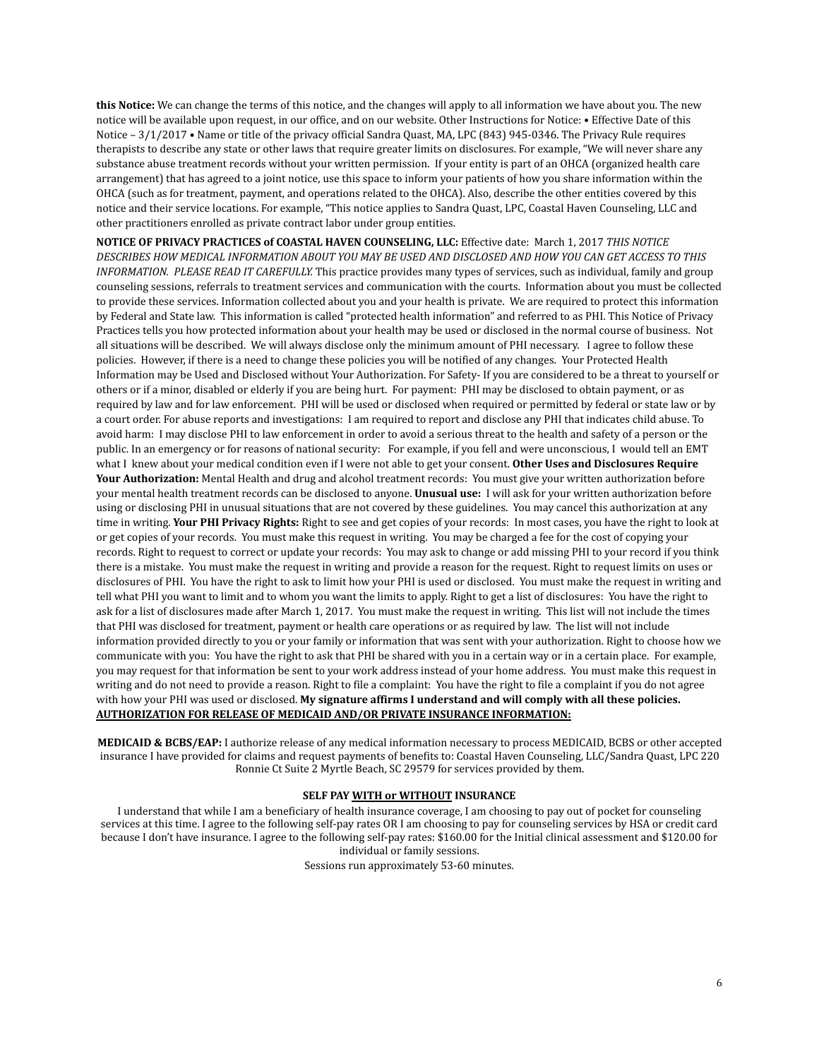**this Notice:** We can change the terms of this notice, and the changes will apply to all information we have about you. The new notice will be available upon request, in our office, and on our website. Other Instructions for Notice: • Effective Date of this Notice – 3/1/2017 • Name or title of the privacy official Sandra Quast, MA, LPC (843) 945-0346. The Privacy Rule requires therapists to describe any state or other laws that require greater limits on disclosures. For example, "We will never share any substance abuse treatment records without your written permission. If your entity is part of an OHCA (organized health care arrangement) that has agreed to a joint notice, use this space to inform your patients of how you share information within the OHCA (such as for treatment, payment, and operations related to the OHCA). Also, describe the other entities covered by this notice and their service locations. For example, "This notice applies to Sandra Quast, LPC, Coastal Haven Counseling, LLC and other practitioners enrolled as private contract labor under group entities.

**NOTICE OF PRIVACY PRACTICES of COASTAL HAVEN COUNSELING, LLC:** Effective date: March 1, 2017 *THIS NOTICE DESCRIBES HOW MEDICAL INFORMATION ABOUT YOU MAY BE USED AND DISCLOSED AND HOW YOU CAN GET ACCESS TO THIS INFORMATION. PLEASE READ IT CAREFULLY.* This practice provides many types of services, such as individual, family and group counseling sessions, referrals to treatment services and communication with the courts. Information about you must be collected to provide these services. Information collected about you and your health is private. We are required to protect this information by Federal and State law. This information is called "protected health information" and referred to as PHI. This Notice of Privacy Practices tells you how protected information about your health may be used or disclosed in the normal course of business. Not all situations will be described. We will always disclose only the minimum amount of PHI necessary. I agree to follow these policies. However, if there is a need to change these policies you will be notified of any changes. Your Protected Health Information may be Used and Disclosed without Your Authorization. For Safety- If you are considered to be a threat to yourself or others or if a minor, disabled or elderly if you are being hurt. For payment: PHI may be disclosed to obtain payment, or as required by law and for law enforcement. PHI will be used or disclosed when required or permitted by federal or state law or by a court order. For abuse reports and investigations: I am required to report and disclose any PHI that indicates child abuse. To avoid harm: I may disclose PHI to law enforcement in order to avoid a serious threat to the health and safety of a person or the public. In an emergency or for reasons of national security: For example, if you fell and were unconscious, I would tell an EMT what I knew about your medical condition even if I were not able to get your consent. **Other Uses and Disclosures Require Your Authorization:** Mental Health and drug and alcohol treatment records: You must give your written authorization before your mental health treatment records can be disclosed to anyone. **Unusual use:** I will ask for your written authorization before using or disclosing PHI in unusual situations that are not covered by these guidelines. You may cancel this authorization at any time in writing. **Your PHI Privacy Rights:** Right to see and get copies of your records: In most cases, you have the right to look at or get copies of your records. You must make this request in writing. You may be charged a fee for the cost of copying your records. Right to request to correct or update your records: You may ask to change or add missing PHI to your record if you think there is a mistake. You must make the request in writing and provide a reason for the request. Right to request limits on uses or disclosures of PHI. You have the right to ask to limit how your PHI is used or disclosed. You must make the request in writing and tell what PHI you want to limit and to whom you want the limits to apply. Right to get a list of disclosures: You have the right to ask for a list of disclosures made after March 1, 2017. You must make the request in writing. This list will not include the times that PHI was disclosed for treatment, payment or health care operations or as required by law. The list will not include information provided directly to you or your family or information that was sent with your authorization. Right to choose how we communicate with you: You have the right to ask that PHI be shared with you in a certain way or in a certain place. For example, you may request for that information be sent to your work address instead of your home address. You must make this request in writing and do not need to provide a reason. Right to file a complaint: You have the right to file a complaint if you do not agree with how your PHI was used or disclosed. **My signature affirms I understand and will comply with all these policies.**
**AUTHORIZATION FOR RELEASE OF MEDICAID AND/OR PRIVATE INSURANCE INFORMATION:**

**MEDICAID & BCBS/EAP:** I authorize release of any medical information necessary to process MEDICAID, BCBS or other accepted insurance I have provided for claims and request payments of benefits to: Coastal Haven Counseling, LLC/Sandra Quast, LPC 220 Ronnie Ct Suite 2 Myrtle Beach, SC 29579 for services provided by them.

**SELF PAY WITH or WITHOUT INSURANCE**

I understand that while I am a beneficiary of health insurance coverage, I am choosing to pay out of pocket for counseling services at this time. I agree to the following self-pay rates OR I am choosing to pay for counseling services by HSA or credit card because I don't have insurance. I agree to the following self-pay rates: $160.00 for the Initial clinical assessment and $120.00 for individual or family sessions.

Sessions run approximately 53-60 minutes.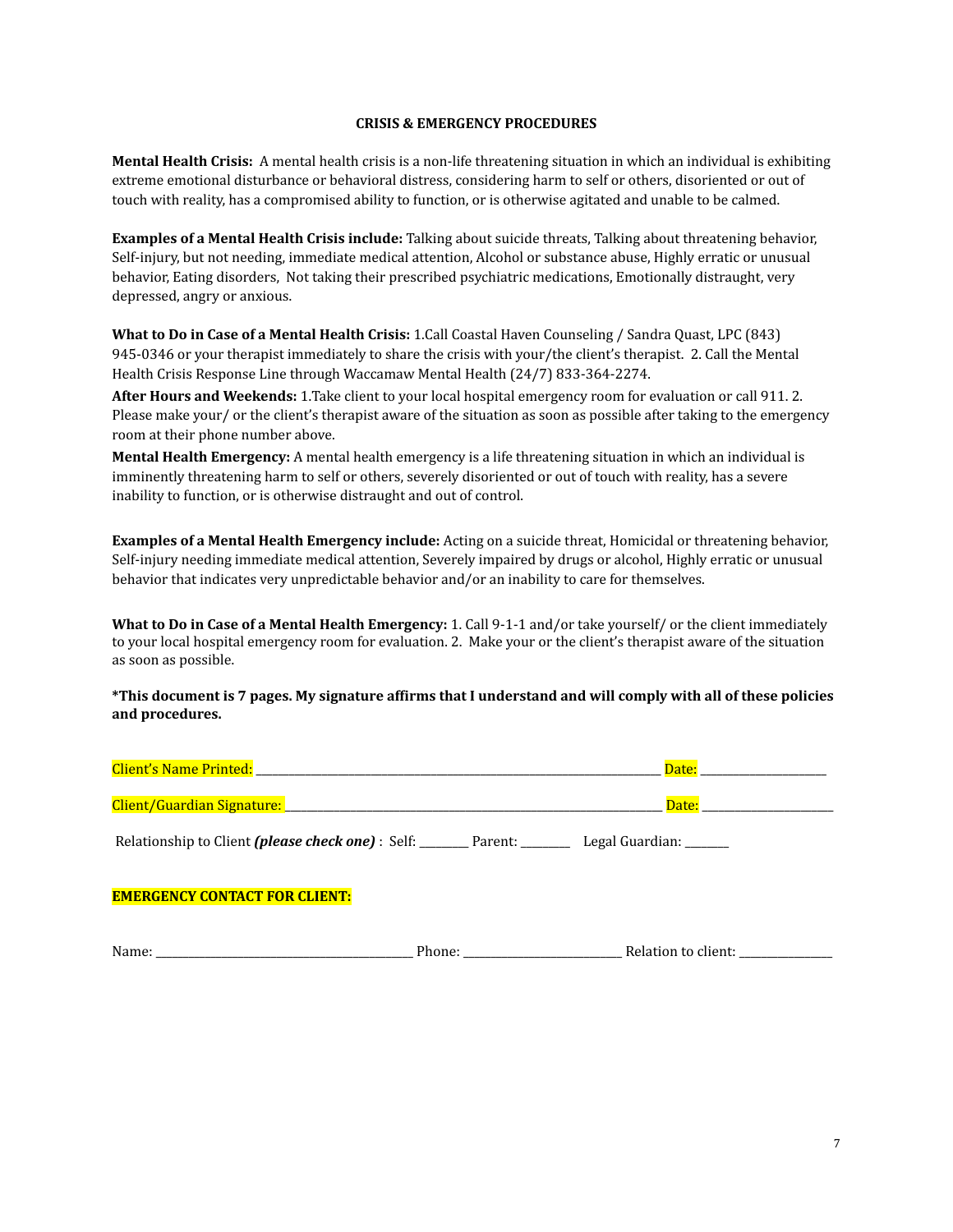**CRISIS & EMERGENCY PROCEDURES**

**Mental Health Crisis:** A mental health crisis is a non-life threatening situation in which an individual is exhibiting extreme emotional disturbance or behavioral distress, considering harm to self or others, disoriented or out of touch with reality, has a compromised ability to function, or is otherwise agitated and unable to be calmed.

**Examples of a Mental Health Crisis include:** Talking about suicide threats, Talking about threatening behavior, Self-injury, but not needing, immediate medical attention, Alcohol or substance abuse, Highly erratic or unusual behavior, Eating disorders, Not taking their prescribed psychiatric medications, Emotionally distraught, very depressed, angry or anxious.

**What to Do in Case of a Mental Health Crisis:** 1.Call Coastal Haven Counseling / Sandra Quast, LPC (843) 945-0346 or your therapist immediately to share the crisis with your/the client's therapist. 2. Call the Mental Health Crisis Response Line through Waccamaw Mental Health (24/7) 833-364-2274.

**After Hours and Weekends:** 1.Take client to your local hospital emergency room for evaluation or call 911. 2. Please make your/ or the client's therapist aware of the situation as soon as possible after taking to the emergency room at their phone number above.

**Mental Health Emergency:** A mental health emergency is a life threatening situation in which an individual is imminently threatening harm to self or others, severely disoriented or out of touch with reality, has a severe inability to function, or is otherwise distraught and out of control.

**Examples of a Mental Health Emergency include:** Acting on a suicide threat, Homicidal or threatening behavior, Self-injury needing immediate medical attention, Severely impaired by drugs or alcohol, Highly erratic or unusual behavior that indicates very unpredictable behavior and/or an inability to care for themselves.

**What to Do in Case of a Mental Health Emergency:** 1. Call 9-1-1 and/or take yourself/ or the client immediately to your local hospital emergency room for evaluation. 2. Make your or the client's therapist aware of the situation as soon as possible.

**\*This document is 7 pages. My signature affirms that I understand and will comply with all of these policies and procedures.**

Client's Name Printed: ______________________________________________ Date: ______________

Client/Guardian Signature: ___________________________________________ Date: ______________

Relationship to Client ***(please check one)*** : Self: ________ Parent: ________ Legal Guardian: _______

**EMERGENCY CONTACT FOR CLIENT:**

Name: ______________________________ Phone: ____________________ Relation to client: ____________